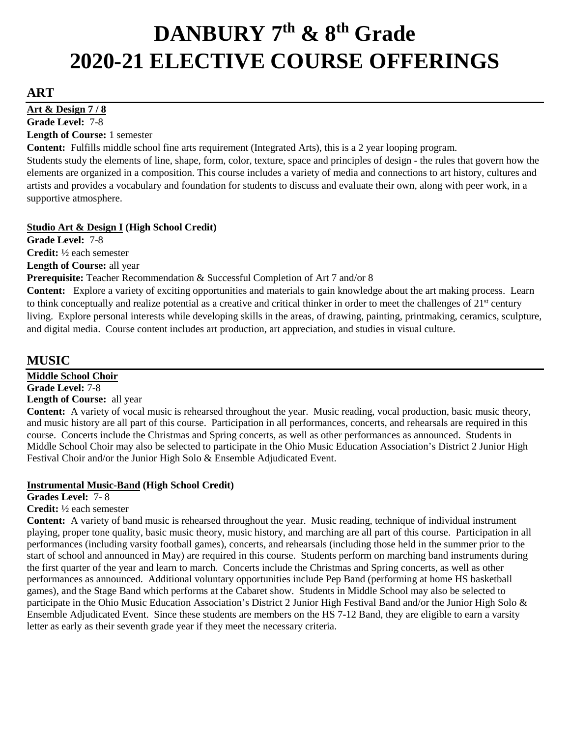# DANBURY 7th & 8th Grade
# 2020-21 ELECTIVE COURSE OFFERINGS

## ART

**Art & Design 7 / 8**
**Grade Level:** 7-8
**Length of Course:** 1 semester
**Content:** Fulfills middle school fine arts requirement (Integrated Arts), this is a 2 year looping program.
Students study the elements of line, shape, form, color, texture, space and principles of design - the rules that govern how the elements are organized in a composition. This course includes a variety of media and connections to art history, cultures and artists and provides a vocabulary and foundation for students to discuss and evaluate their own, along with peer work, in a supportive atmosphere.

**Studio Art & Design I (High School Credit)**
**Grade Level:** 7-8
**Credit:** ½ each semester
**Length of Course:** all year
**Prerequisite:** Teacher Recommendation & Successful Completion of Art 7 and/or 8
**Content:** Explore a variety of exciting opportunities and materials to gain knowledge about the art making process. Learn to think conceptually and realize potential as a creative and critical thinker in order to meet the challenges of 21st century living. Explore personal interests while developing skills in the areas, of drawing, painting, printmaking, ceramics, sculpture, and digital media. Course content includes art production, art appreciation, and studies in visual culture.

## MUSIC

**Middle School Choir**
**Grade Level:** 7-8
**Length of Course:** all year
**Content:** A variety of vocal music is rehearsed throughout the year. Music reading, vocal production, basic music theory, and music history are all part of this course. Participation in all performances, concerts, and rehearsals are required in this course. Concerts include the Christmas and Spring concerts, as well as other performances as announced. Students in Middle School Choir may also be selected to participate in the Ohio Music Education Association's District 2 Junior High Festival Choir and/or the Junior High Solo & Ensemble Adjudicated Event.

**Instrumental Music-Band (High School Credit)**
**Grades Level:** 7- 8
**Credit:** ½ each semester
**Content:** A variety of band music is rehearsed throughout the year. Music reading, technique of individual instrument playing, proper tone quality, basic music theory, music history, and marching are all part of this course. Participation in all performances (including varsity football games), concerts, and rehearsals (including those held in the summer prior to the start of school and announced in May) are required in this course. Students perform on marching band instruments during the first quarter of the year and learn to march. Concerts include the Christmas and Spring concerts, as well as other performances as announced. Additional voluntary opportunities include Pep Band (performing at home HS basketball games), and the Stage Band which performs at the Cabaret show. Students in Middle School may also be selected to participate in the Ohio Music Education Association's District 2 Junior High Festival Band and/or the Junior High Solo & Ensemble Adjudicated Event. Since these students are members on the HS 7-12 Band, they are eligible to earn a varsity letter as early as their seventh grade year if they meet the necessary criteria.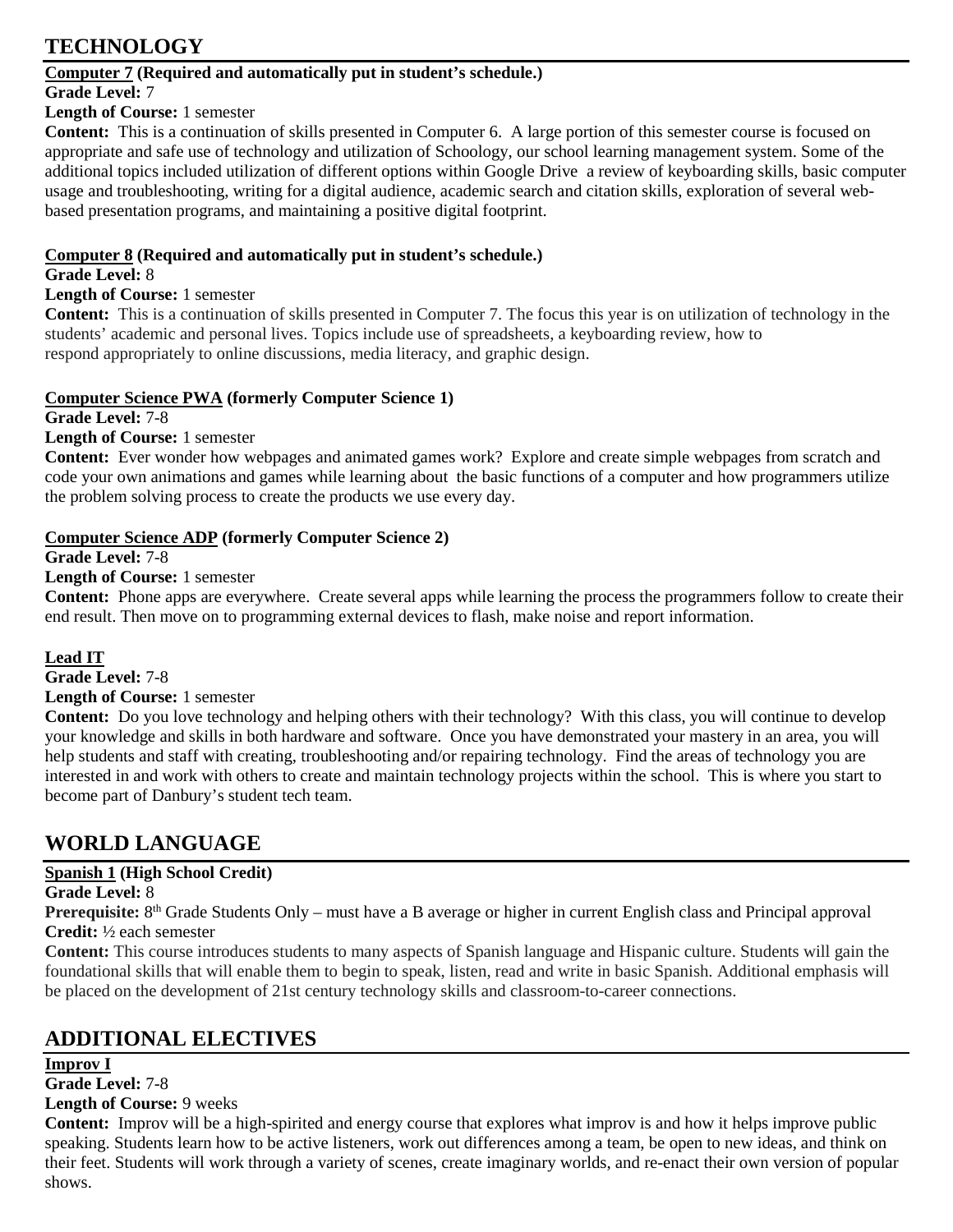# TECHNOLOGY

**Computer 7 (Required and automatically put in student's schedule.)**
**Grade Level:** 7
**Length of Course:** 1 semester
**Content:** This is a continuation of skills presented in Computer 6. A large portion of this semester course is focused on appropriate and safe use of technology and utilization of Schoology, our school learning management system. Some of the additional topics included utilization of different options within Google Drive a review of keyboarding skills, basic computer usage and troubleshooting, writing for a digital audience, academic search and citation skills, exploration of several web-based presentation programs, and maintaining a positive digital footprint.

**Computer 8 (Required and automatically put in student's schedule.)**
**Grade Level:** 8
**Length of Course:** 1 semester
**Content:** This is a continuation of skills presented in Computer 7. The focus this year is on utilization of technology in the students' academic and personal lives. Topics include use of spreadsheets, a keyboarding review, how to respond appropriately to online discussions, media literacy, and graphic design.

**Computer Science PWA (formerly Computer Science 1)**
**Grade Level:** 7-8
**Length of Course:** 1 semester
**Content:** Ever wonder how webpages and animated games work? Explore and create simple webpages from scratch and code your own animations and games while learning about the basic functions of a computer and how programmers utilize the problem solving process to create the products we use every day.

**Computer Science ADP (formerly Computer Science 2)**
**Grade Level:** 7-8
**Length of Course:** 1 semester
**Content:** Phone apps are everywhere. Create several apps while learning the process the programmers follow to create their end result. Then move on to programming external devices to flash, make noise and report information.

**Lead IT**
**Grade Level:** 7-8
**Length of Course:** 1 semester
**Content:** Do you love technology and helping others with their technology? With this class, you will continue to develop your knowledge and skills in both hardware and software. Once you have demonstrated your mastery in an area, you will help students and staff with creating, troubleshooting and/or repairing technology. Find the areas of technology you are interested in and work with others to create and maintain technology projects within the school. This is where you start to become part of Danbury's student tech team.

# WORLD LANGUAGE

**Spanish 1 (High School Credit)**
**Grade Level:** 8
**Prerequisite:** 8th Grade Students Only – must have a B average or higher in current English class and Principal approval
**Credit:** ½ each semester
**Content:** This course introduces students to many aspects of Spanish language and Hispanic culture. Students will gain the foundational skills that will enable them to begin to speak, listen, read and write in basic Spanish. Additional emphasis will be placed on the development of 21st century technology skills and classroom-to-career connections.

# ADDITIONAL ELECTIVES

**Improv I**
**Grade Level:** 7-8
**Length of Course:** 9 weeks
**Content:** Improv will be a high-spirited and energy course that explores what improv is and how it helps improve public speaking. Students learn how to be active listeners, work out differences among a team, be open to new ideas, and think on their feet. Students will work through a variety of scenes, create imaginary worlds, and re-enact their own version of popular shows.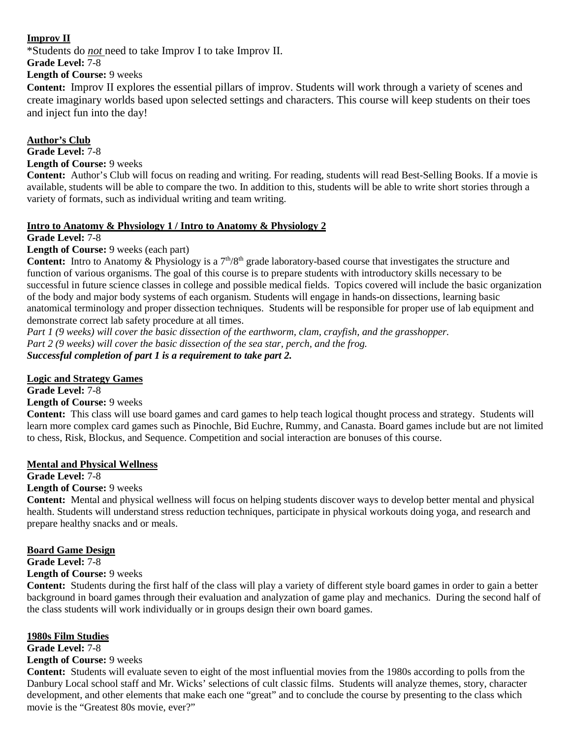**Improv II**

*Students do *not* need to take Improv I to take Improv II.

**Grade Level:** 7-8

**Length of Course:** 9 weeks

**Content:** Improv II explores the essential pillars of improv. Students will work through a variety of scenes and create imaginary worlds based upon selected settings and characters. This course will keep students on their toes and inject fun into the day!

**Author's Club**

**Grade Level:** 7-8

**Length of Course:** 9 weeks

**Content:** Author's Club will focus on reading and writing. For reading, students will read Best-Selling Books. If a movie is available, students will be able to compare the two. In addition to this, students will be able to write short stories through a variety of formats, such as individual writing and team writing.

**Intro to Anatomy & Physiology 1 / Intro to Anatomy & Physiology 2**

**Grade Level:** 7-8

**Length of Course:** 9 weeks (each part)

**Content:** Intro to Anatomy & Physiology is a 7th/8th grade laboratory-based course that investigates the structure and function of various organisms. The goal of this course is to prepare students with introductory skills necessary to be successful in future science classes in college and possible medical fields. Topics covered will include the basic organization of the body and major body systems of each organism. Students will engage in hands-on dissections, learning basic anatomical terminology and proper dissection techniques. Students will be responsible for proper use of lab equipment and demonstrate correct lab safety procedure at all times.

*Part 1 (9 weeks) will cover the basic dissection of the earthworm, clam, crayfish, and the grasshopper.*

*Part 2 (9 weeks) will cover the basic dissection of the sea star, perch, and the frog.*

***Successful completion of part 1 is a requirement to take part 2.***

**Logic and Strategy Games**

**Grade Level:** 7-8

**Length of Course:** 9 weeks

**Content:** This class will use board games and card games to help teach logical thought process and strategy. Students will learn more complex card games such as Pinochle, Bid Euchre, Rummy, and Canasta. Board games include but are not limited to chess, Risk, Blockus, and Sequence. Competition and social interaction are bonuses of this course.

**Mental and Physical Wellness**

**Grade Level:** 7-8

**Length of Course:** 9 weeks

**Content:** Mental and physical wellness will focus on helping students discover ways to develop better mental and physical health. Students will understand stress reduction techniques, participate in physical workouts doing yoga, and research and prepare healthy snacks and or meals.

**Board Game Design**

**Grade Level:** 7-8

**Length of Course:** 9 weeks

**Content:** Students during the first half of the class will play a variety of different style board games in order to gain a better background in board games through their evaluation and analyzation of game play and mechanics. During the second half of the class students will work individually or in groups design their own board games.

**1980s Film Studies**

**Grade Level:** 7-8

**Length of Course:** 9 weeks

**Content:** Students will evaluate seven to eight of the most influential movies from the 1980s according to polls from the Danbury Local school staff and Mr. Wicks' selections of cult classic films. Students will analyze themes, story, character development, and other elements that make each one "great" and to conclude the course by presenting to the class which movie is the "Greatest 80s movie, ever?"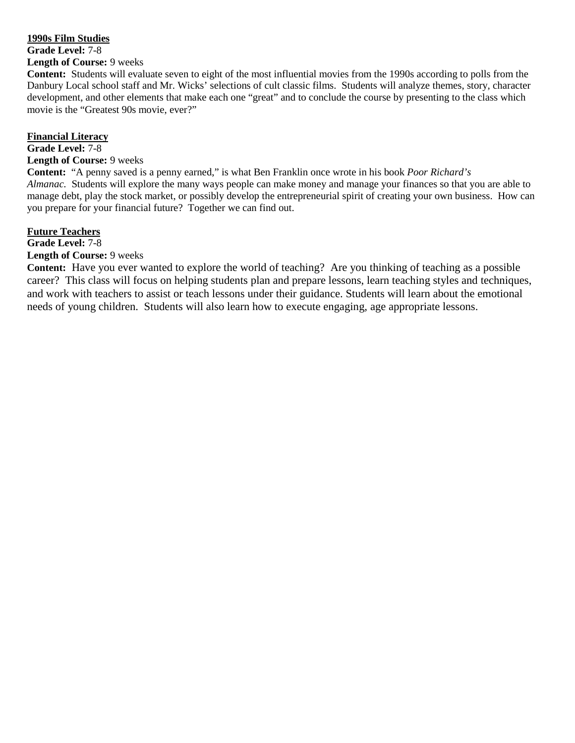**1990s Film Studies**
**Grade Level:** 7-8
**Length of Course:** 9 weeks
**Content:** Students will evaluate seven to eight of the most influential movies from the 1990s according to polls from the Danbury Local school staff and Mr. Wicks' selections of cult classic films. Students will analyze themes, story, character development, and other elements that make each one "great" and to conclude the course by presenting to the class which movie is the "Greatest 90s movie, ever?"

**Financial Literacy**
**Grade Level:** 7-8
**Length of Course:** 9 weeks
**Content:** "A penny saved is a penny earned," is what Ben Franklin once wrote in his book *Poor Richard's Almanac.* Students will explore the many ways people can make money and manage your finances so that you are able to manage debt, play the stock market, or possibly develop the entrepreneurial spirit of creating your own business. How can you prepare for your financial future? Together we can find out.

**Future Teachers**
**Grade Level:** 7-8
**Length of Course:** 9 weeks
**Content:** Have you ever wanted to explore the world of teaching? Are you thinking of teaching as a possible career? This class will focus on helping students plan and prepare lessons, learn teaching styles and techniques, and work with teachers to assist or teach lessons under their guidance. Students will learn about the emotional needs of young children. Students will also learn how to execute engaging, age appropriate lessons.